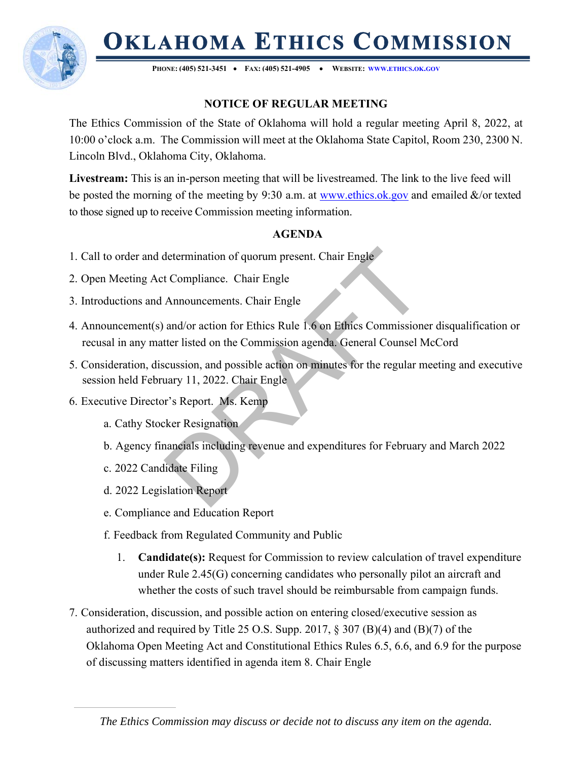# OKLAHOMA ETHICS COMMISSION

**PHONE: (405) 521-3451 • FAX: (405) 521-4905 • WEBSITE: WWW.ETHICS.OK.GOV**

## NOTICE OF REGULAR MEETING

The Ethics Commission of the State of Oklahoma will hold a regular meeting April 8, 2022, at 10:00 o'clock a.m. The Commission will meet at the Oklahoma State Capitol, Room 230, 2300 N. Lincoln Blvd., Oklahoma City, Oklahoma.

**Livestream:** This is an in-person meeting that will be livestreamed. The link to the live feed will be posted the morning of the meeting by 9:30 a.m. at www.ethics.ok.gov and emailed &/or texted to those signed up to receive Commission meeting information.

## AGENDA

1. Call to order and determination of quorum present. Chair Engle
2. Open Meeting Act Compliance. Chair Engle
3. Introductions and Announcements. Chair Engle
4. Announcement(s) and/or action for Ethics Rule 1.6 on Ethics Commissioner disqualification or recusal in any matter listed on the Commission agenda. General Counsel McCord
5. Consideration, discussion, and possible action on minutes for the regular meeting and executive session held February 11, 2022. Chair Engle
6. Executive Director's Report. Ms. Kemp
   a. Cathy Stocker Resignation
   b. Agency financials including revenue and expenditures for February and March 2022
   c. 2022 Candidate Filing
   d. 2022 Legislation Report
   e. Compliance and Education Report
   f. Feedback from Regulated Community and Public
      1. **Candidate(s):** Request for Commission to review calculation of travel expenditure under Rule 2.45(G) concerning candidates who personally pilot an aircraft and whether the costs of such travel should be reimbursable from campaign funds.
7. Consideration, discussion, and possible action on entering closed/executive session as authorized and required by Title 25 O.S. Supp. 2017, § 307 (B)(4) and (B)(7) of the Oklahoma Open Meeting Act and Constitutional Ethics Rules 6.5, 6.6, and 6.9 for the purpose of discussing matters identified in agenda item 8. Chair Engle

*The Ethics Commission may discuss or decide not to discuss any item on the agenda.*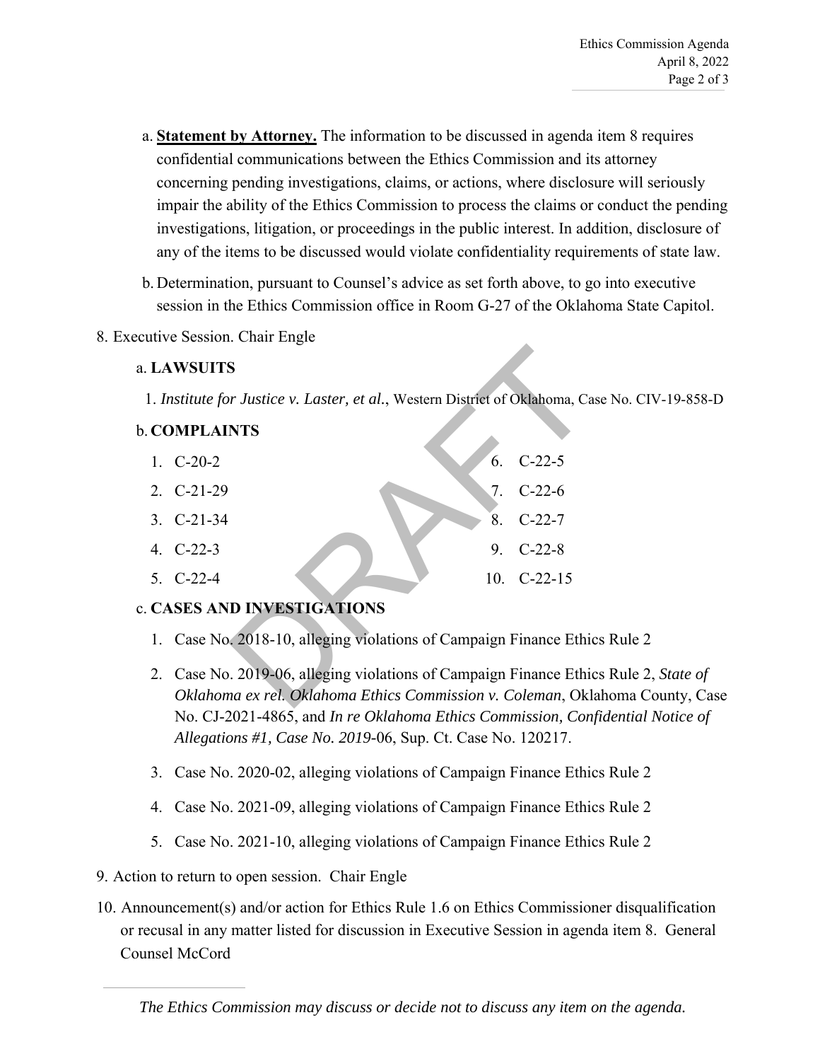a. **Statement by Attorney.** The information to be discussed in agenda item 8 requires confidential communications between the Ethics Commission and its attorney concerning pending investigations, claims, or actions, where disclosure will seriously impair the ability of the Ethics Commission to process the claims or conduct the pending investigations, litigation, or proceedings in the public interest. In addition, disclosure of any of the items to be discussed would violate confidentiality requirements of state law.

b. Determination, pursuant to Counsel's advice as set forth above, to go into executive session in the Ethics Commission office in Room G-27 of the Oklahoma State Capitol.

8. Executive Session. Chair Engle

   a. **LAWSUITS**

      1. *Institute for Justice v. Laster, et al.*, Western District of Oklahoma, Case No. CIV-19-858-D

   b. **COMPLAINTS**

      1. C-20-2
      2. C-21-29
      3. C-21-34
      4. C-22-3
      5. C-22-4
      6. C-22-5
      7. C-22-6
      8. C-22-7
      9. C-22-8
      10. C-22-15

   c. **CASES AND INVESTIGATIONS**

      1. Case No. 2018-10, alleging violations of Campaign Finance Ethics Rule 2
      2. Case No. 2019-06, alleging violations of Campaign Finance Ethics Rule 2, *State of Oklahoma ex rel. Oklahoma Ethics Commission v. Coleman*, Oklahoma County, Case No. CJ-2021-4865, and *In re Oklahoma Ethics Commission, Confidential Notice of Allegations #1, Case No. 2019*-06, Sup. Ct. Case No. 120217.
      3. Case No. 2020-02, alleging violations of Campaign Finance Ethics Rule 2
      4. Case No. 2021-09, alleging violations of Campaign Finance Ethics Rule 2
      5. Case No. 2021-10, alleging violations of Campaign Finance Ethics Rule 2

9. Action to return to open session. Chair Engle

10. Announcement(s) and/or action for Ethics Rule 1.6 on Ethics Commissioner disqualification or recusal in any matter listed for discussion in Executive Session in agenda item 8. General Counsel McCord

*The Ethics Commission may discuss or decide not to discuss any item on the agenda.*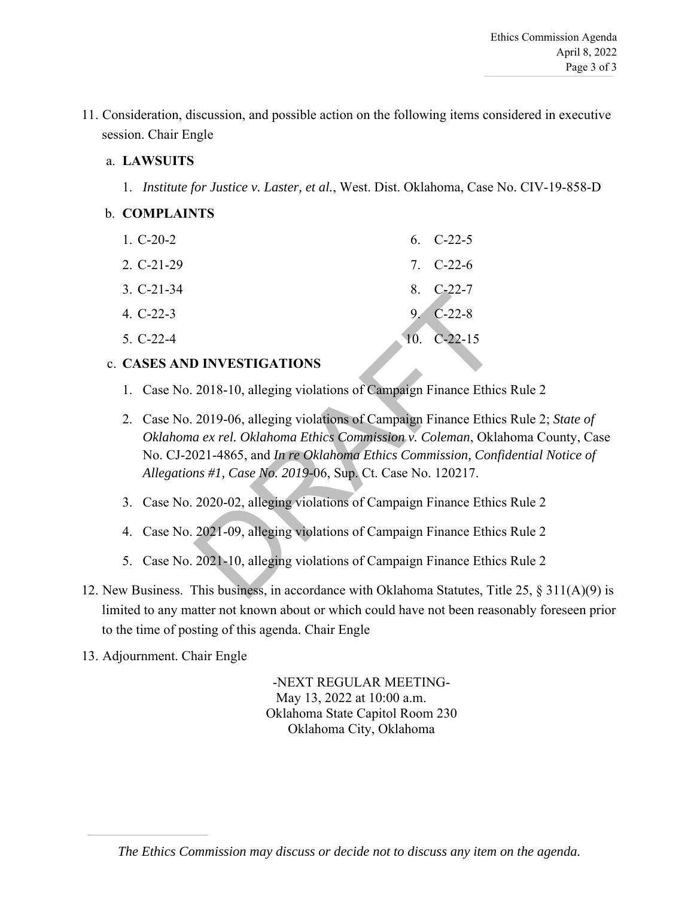11. Consideration, discussion, and possible action on the following items considered in executive session. Chair Engle

    a. **LAWSUITS**

        1. *Institute for Justice v. Laster, et al.*, West. Dist. Oklahoma, Case No. CIV-19-858-D

    b. **COMPLAINTS**

        1. C-20-2
        2. C-21-29
        3. C-21-34
        4. C-22-3
        5. C-22-4
        6. C-22-5
        7. C-22-6
        8. C-22-7
        9. C-22-8
        10. C-22-15

    c. **CASES AND INVESTIGATIONS**

        1. Case No. 2018-10, alleging violations of Campaign Finance Ethics Rule 2
        2. Case No. 2019-06, alleging violations of Campaign Finance Ethics Rule 2; *State of Oklahoma ex rel. Oklahoma Ethics Commission v. Coleman*, Oklahoma County, Case No. CJ-2021-4865, and *In re Oklahoma Ethics Commission, Confidential Notice of Allegations #1, Case No. 2019-06*, Sup. Ct. Case No. 120217.
        3. Case No. 2020-02, alleging violations of Campaign Finance Ethics Rule 2
        4. Case No. 2021-09, alleging violations of Campaign Finance Ethics Rule 2
        5. Case No. 2021-10, alleging violations of Campaign Finance Ethics Rule 2

12. New Business. This business, in accordance with Oklahoma Statutes, Title 25, § 311(A)(9) is limited to any matter not known about or which could have not been reasonably foreseen prior to the time of posting of this agenda. Chair Engle

13. Adjournment. Chair Engle

-NEXT REGULAR MEETING-
May 13, 2022 at 10:00 a.m.
Oklahoma State Capitol Room 230
Oklahoma City, Oklahoma

*The Ethics Commission may discuss or decide not to discuss any item on the agenda.*